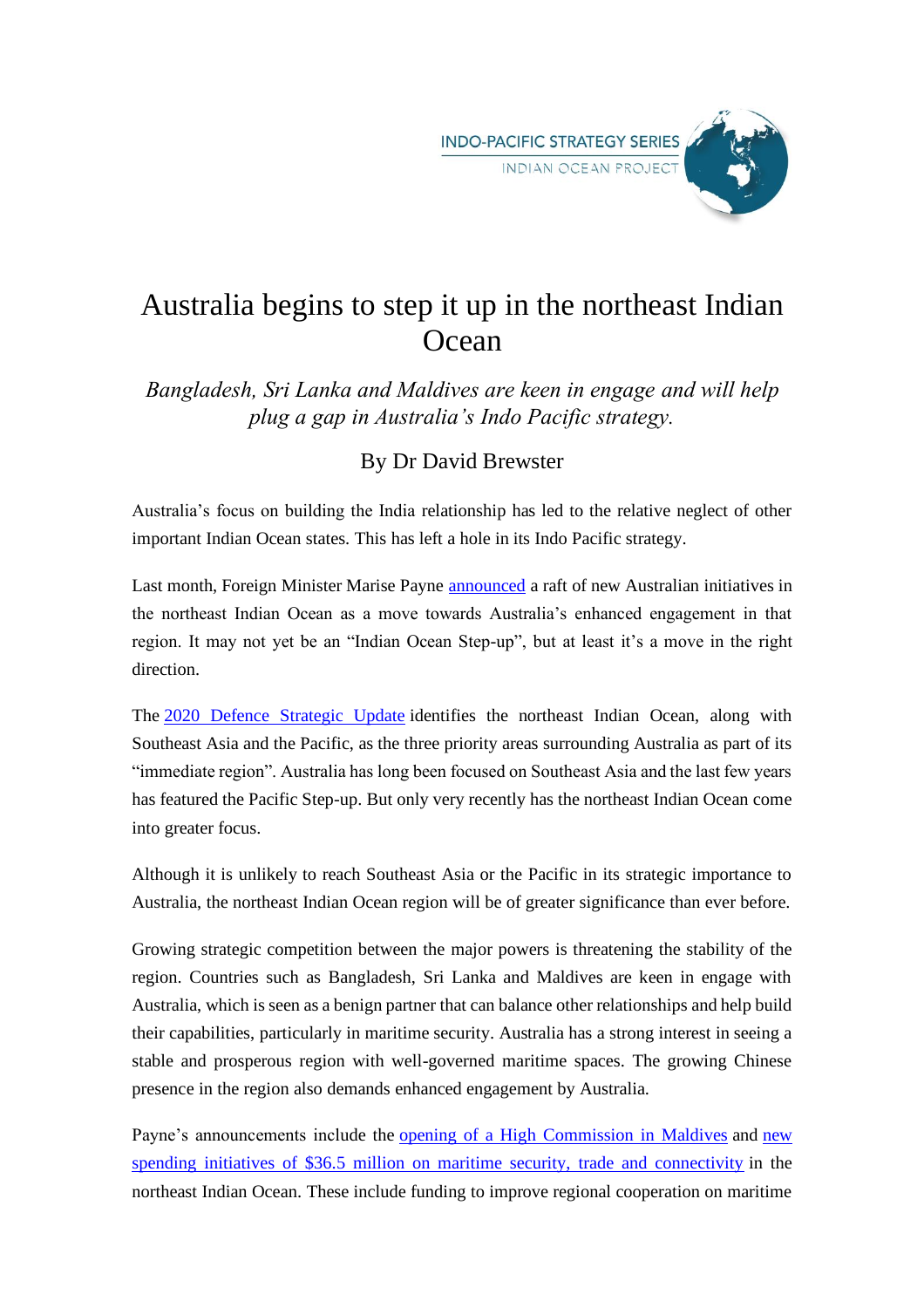INDO-PACIFIC STRATEGY SERIES
INDIAN OCEAN PROJECT

# Australia begins to step it up in the northeast Indian Ocean

*Bangladesh, Sri Lanka and Maldives are keen in engage and will help plug a gap in Australia's Indo Pacific strategy.*

By Dr David Brewster

Australia's focus on building the India relationship has led to the relative neglect of other important Indian Ocean states. This has left a hole in its Indo Pacific strategy.

Last month, Foreign Minister Marise Payne announced a raft of new Australian initiatives in the northeast Indian Ocean as a move towards Australia's enhanced engagement in that region. It may not yet be an "Indian Ocean Step-up", but at least it's a move in the right direction.

The 2020 Defence Strategic Update identifies the northeast Indian Ocean, along with Southeast Asia and the Pacific, as the three priority areas surrounding Australia as part of its "immediate region". Australia has long been focused on Southeast Asia and the last few years has featured the Pacific Step-up. But only very recently has the northeast Indian Ocean come into greater focus.

Although it is unlikely to reach Southeast Asia or the Pacific in its strategic importance to Australia, the northeast Indian Ocean region will be of greater significance than ever before.

Growing strategic competition between the major powers is threatening the stability of the region. Countries such as Bangladesh, Sri Lanka and Maldives are keen in engage with Australia, which is seen as a benign partner that can balance other relationships and help build their capabilities, particularly in maritime security. Australia has a strong interest in seeing a stable and prosperous region with well-governed maritime spaces. The growing Chinese presence in the region also demands enhanced engagement by Australia.

Payne's announcements include the opening of a High Commission in Maldives and new spending initiatives of $36.5 million on maritime security, trade and connectivity in the northeast Indian Ocean. These include funding to improve regional cooperation on maritime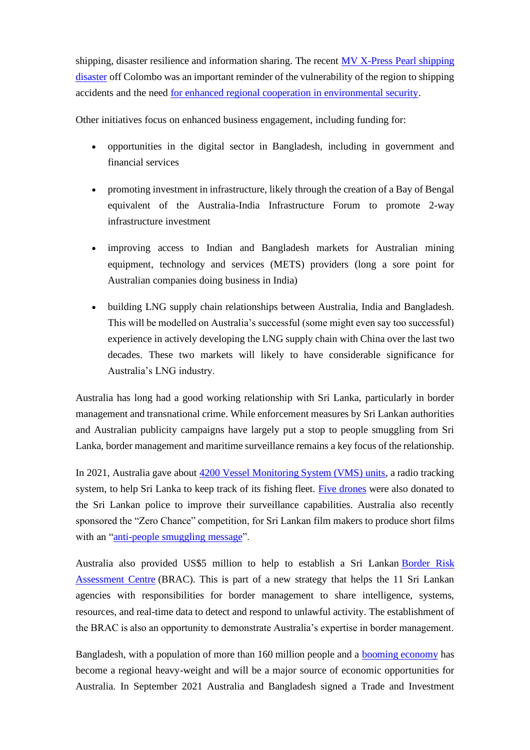shipping, disaster resilience and information sharing. The recent [MV X-Press Pearl shipping disaster] off Colombo was an important reminder of the vulnerability of the region to shipping accidents and the need [for enhanced regional cooperation in environmental security].

Other initiatives focus on enhanced business engagement, including funding for:

- opportunities in the digital sector in Bangladesh, including in government and financial services
- promoting investment in infrastructure, likely through the creation of a Bay of Bengal equivalent of the Australia-India Infrastructure Forum to promote 2-way infrastructure investment
- improving access to Indian and Bangladesh markets for Australian mining equipment, technology and services (METS) providers (long a sore point for Australian companies doing business in India)
- building LNG supply chain relationships between Australia, India and Bangladesh. This will be modelled on Australia's successful (some might even say too successful) experience in actively developing the LNG supply chain with China over the last two decades. These two markets will likely to have considerable significance for Australia's LNG industry.

Australia has long had a good working relationship with Sri Lanka, particularly in border management and transnational crime. While enforcement measures by Sri Lankan authorities and Australian publicity campaigns have largely put a stop to people smuggling from Sri Lanka, border management and maritime surveillance remains a key focus of the relationship.

In 2021, Australia gave about [4200 Vessel Monitoring System (VMS) units], a radio tracking system, to help Sri Lanka to keep track of its fishing fleet. [Five drones] were also donated to the Sri Lankan police to improve their surveillance capabilities. Australia also recently sponsored the "Zero Chance" competition, for Sri Lankan film makers to produce short films with an "[anti-people smuggling message]".

Australia also provided US$5 million to help to establish a Sri Lankan [Border Risk Assessment Centre] (BRAC). This is part of a new strategy that helps the 11 Sri Lankan agencies with responsibilities for border management to share intelligence, systems, resources, and real-time data to detect and respond to unlawful activity. The establishment of the BRAC is also an opportunity to demonstrate Australia's expertise in border management.

Bangladesh, with a population of more than 160 million people and a [booming economy] has become a regional heavy-weight and will be a major source of economic opportunities for Australia. In September 2021 Australia and Bangladesh signed a Trade and Investment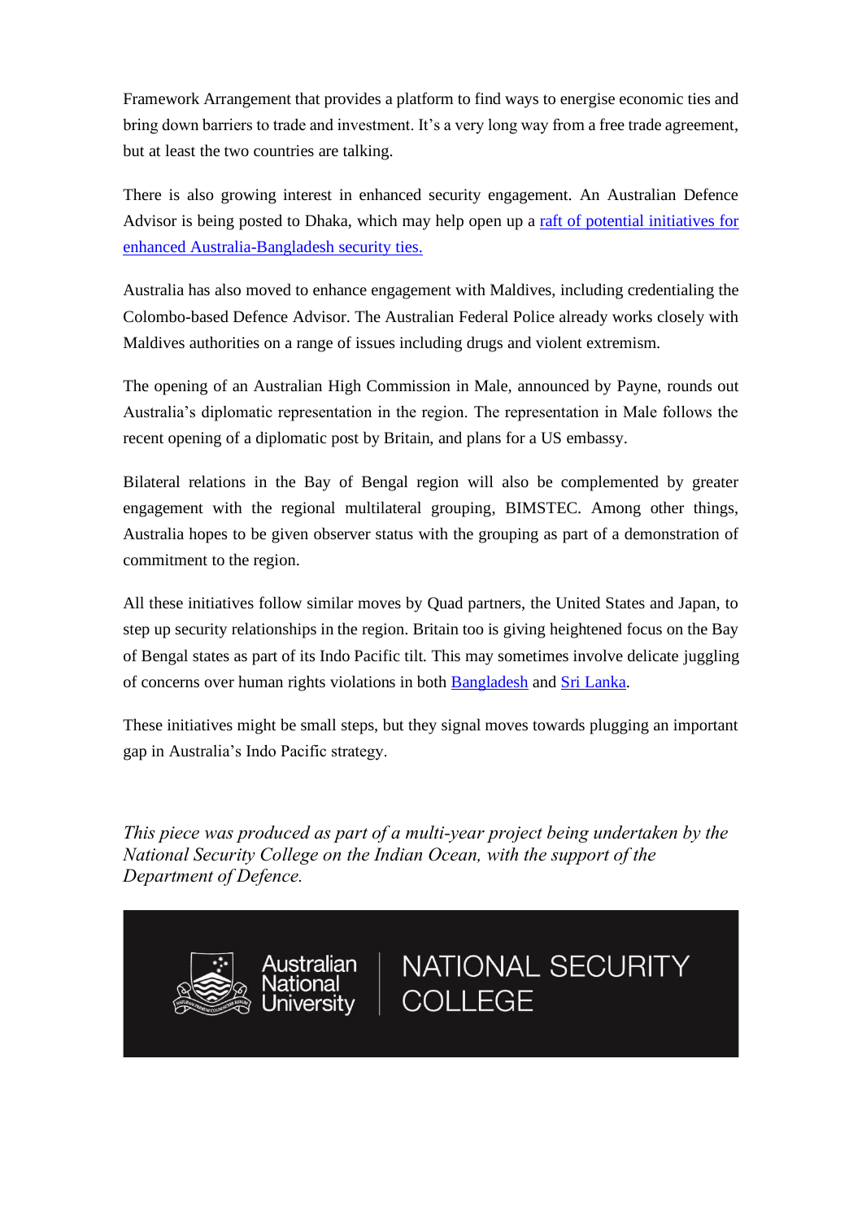Framework Arrangement that provides a platform to find ways to energise economic ties and bring down barriers to trade and investment. It's a very long way from a free trade agreement, but at least the two countries are talking.

There is also growing interest in enhanced security engagement. An Australian Defence Advisor is being posted to Dhaka, which may help open up a raft of potential initiatives for enhanced Australia-Bangladesh security ties.

Australia has also moved to enhance engagement with Maldives, including credentialing the Colombo-based Defence Advisor. The Australian Federal Police already works closely with Maldives authorities on a range of issues including drugs and violent extremism.

The opening of an Australian High Commission in Male, announced by Payne, rounds out Australia's diplomatic representation in the region. The representation in Male follows the recent opening of a diplomatic post by Britain, and plans for a US embassy.

Bilateral relations in the Bay of Bengal region will also be complemented by greater engagement with the regional multilateral grouping, BIMSTEC. Among other things, Australia hopes to be given observer status with the grouping as part of a demonstration of commitment to the region.

All these initiatives follow similar moves by Quad partners, the United States and Japan, to step up security relationships in the region. Britain too is giving heightened focus on the Bay of Bengal states as part of its Indo Pacific tilt. This may sometimes involve delicate juggling of concerns over human rights violations in both Bangladesh and Sri Lanka.

These initiatives might be small steps, but they signal moves towards plugging an important gap in Australia's Indo Pacific strategy.

*This piece was produced as part of a multi-year project being undertaken by the National Security College on the Indian Ocean, with the support of the Department of Defence.*

Australian National University | NATIONAL SECURITY COLLEGE